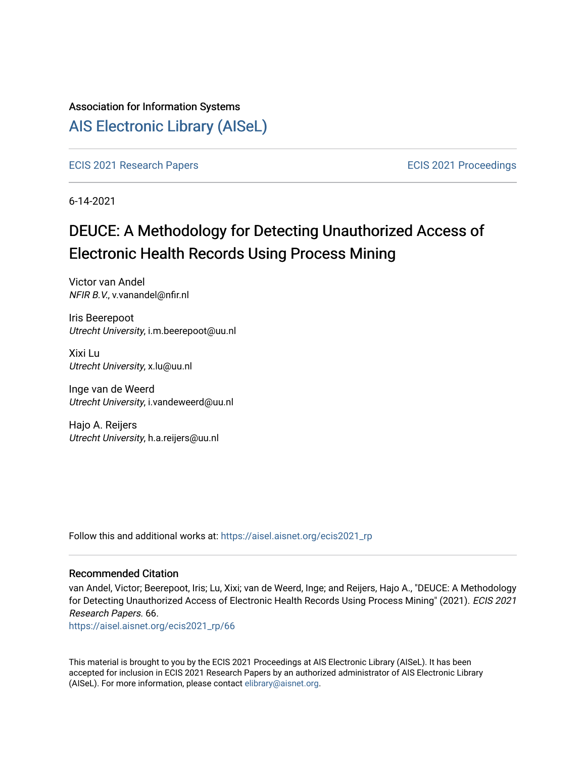Association for Information Systems

# [AIS Electronic Library (AISeL)](https://aisel.aisnet.org/)

ECIS 2021 Research Papers — ECIS 2021 Proceedings

6-14-2021

# DEUCE: A Methodology for Detecting Unauthorized Access of Electronic Health Records Using Process Mining

Victor van Andel
*NFIR B.V.*, v.vanandel@nfir.nl

Iris Beerepoot
*Utrecht University*, i.m.beerepoot@uu.nl

Xixi Lu
*Utrecht University*, x.lu@uu.nl

Inge van de Weerd
*Utrecht University*, i.vandeweerd@uu.nl

Hajo A. Reijers
*Utrecht University*, h.a.reijers@uu.nl

Follow this and additional works at: https://aisel.aisnet.org/ecis2021_rp

## Recommended Citation

van Andel, Victor; Beerepoot, Iris; Lu, Xixi; van de Weerd, Inge; and Reijers, Hajo A., "DEUCE: A Methodology for Detecting Unauthorized Access of Electronic Health Records Using Process Mining" (2021). *ECIS 2021 Research Papers*. 66.
https://aisel.aisnet.org/ecis2021_rp/66

This material is brought to you by the ECIS 2021 Proceedings at AIS Electronic Library (AISeL). It has been accepted for inclusion in ECIS 2021 Research Papers by an authorized administrator of AIS Electronic Library (AISeL). For more information, please contact elibrary@aisnet.org.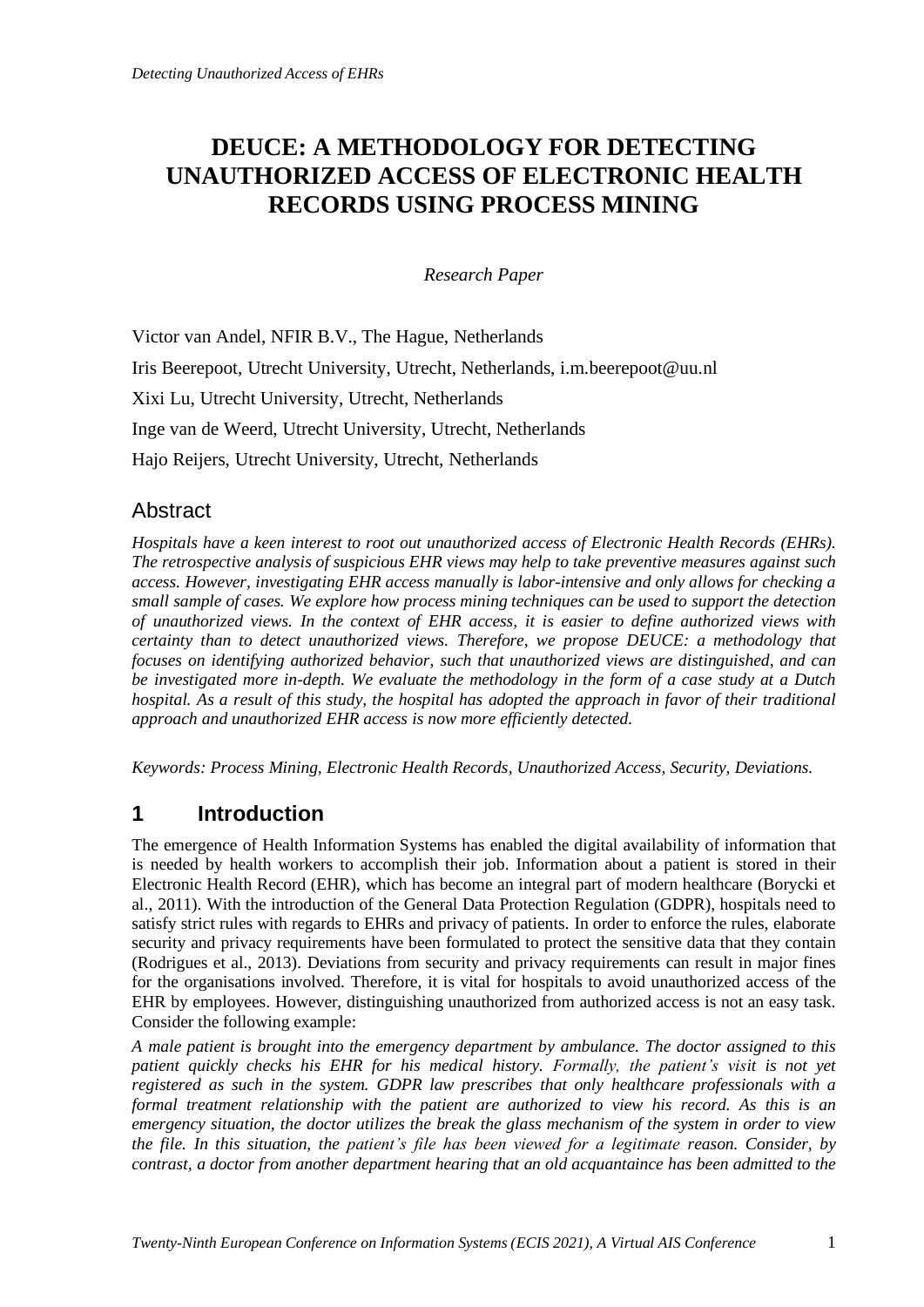# DEUCE: A METHODOLOGY FOR DETECTING UNAUTHORIZED ACCESS OF ELECTRONIC HEALTH RECORDS USING PROCESS MINING

*Research Paper*

Victor van Andel, NFIR B.V., The Hague, Netherlands

Iris Beerepoot, Utrecht University, Utrecht, Netherlands, i.m.beerepoot@uu.nl

Xixi Lu, Utrecht University, Utrecht, Netherlands

Inge van de Weerd, Utrecht University, Utrecht, Netherlands

Hajo Reijers, Utrecht University, Utrecht, Netherlands

## Abstract

*Hospitals have a keen interest to root out unauthorized access of Electronic Health Records (EHRs). The retrospective analysis of suspicious EHR views may help to take preventive measures against such access. However, investigating EHR access manually is labor-intensive and only allows for checking a small sample of cases. We explore how process mining techniques can be used to support the detection of unauthorized views. In the context of EHR access, it is easier to define authorized views with certainty than to detect unauthorized views. Therefore, we propose DEUCE: a methodology that focuses on identifying authorized behavior, such that unauthorized views are distinguished, and can be investigated more in-depth. We evaluate the methodology in the form of a case study at a Dutch hospital. As a result of this study, the hospital has adopted the approach in favor of their traditional approach and unauthorized EHR access is now more efficiently detected.*

*Keywords: Process Mining, Electronic Health Records, Unauthorized Access, Security, Deviations.*

## 1 Introduction

The emergence of Health Information Systems has enabled the digital availability of information that is needed by health workers to accomplish their job. Information about a patient is stored in their Electronic Health Record (EHR), which has become an integral part of modern healthcare (Borycki et al., 2011). With the introduction of the General Data Protection Regulation (GDPR), hospitals need to satisfy strict rules with regards to EHRs and privacy of patients. In order to enforce the rules, elaborate security and privacy requirements have been formulated to protect the sensitive data that they contain (Rodrigues et al., 2013). Deviations from security and privacy requirements can result in major fines for the organisations involved. Therefore, it is vital for hospitals to avoid unauthorized access of the EHR by employees. However, distinguishing unauthorized from authorized access is not an easy task. Consider the following example:

*A male patient is brought into the emergency department by ambulance. The doctor assigned to this patient quickly checks his EHR for his medical history. Formally, the patient's visit is not yet registered as such in the system. GDPR law prescribes that only healthcare professionals with a formal treatment relationship with the patient are authorized to view his record. As this is an emergency situation, the doctor utilizes the break the glass mechanism of the system in order to view the file. In this situation, the patient's file has been viewed for a legitimate reason. Consider, by contrast, a doctor from another department hearing that an old acquantaince has been admitted to the*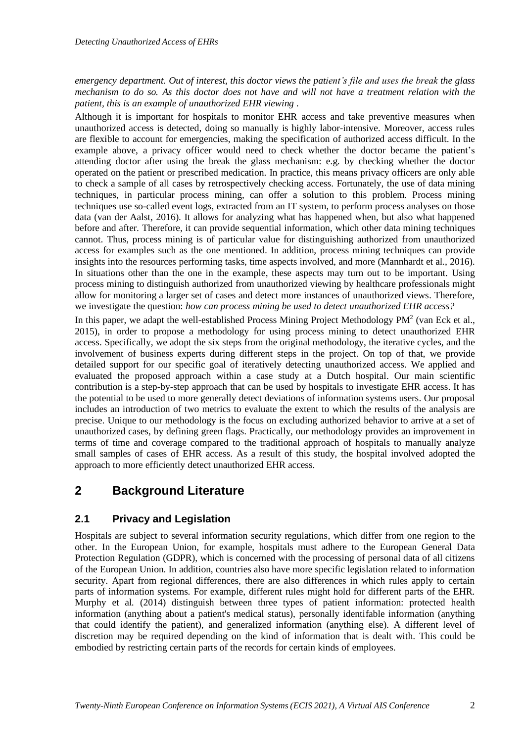*emergency department. Out of interest, this doctor views the patient's file and uses the break the glass mechanism to do so. As this doctor does not have and will not have a treatment relation with the patient, this is an example of unauthorized EHR viewing .*

Although it is important for hospitals to monitor EHR access and take preventive measures when unauthorized access is detected, doing so manually is highly labor-intensive. Moreover, access rules are flexible to account for emergencies, making the specification of authorized access difficult. In the example above, a privacy officer would need to check whether the doctor became the patient's attending doctor after using the break the glass mechanism: e.g. by checking whether the doctor operated on the patient or prescribed medication. In practice, this means privacy officers are only able to check a sample of all cases by retrospectively checking access. Fortunately, the use of data mining techniques, in particular process mining, can offer a solution to this problem. Process mining techniques use so-called event logs, extracted from an IT system, to perform process analyses on those data (van der Aalst, 2016). It allows for analyzing what has happened when, but also what happened before and after. Therefore, it can provide sequential information, which other data mining techniques cannot. Thus, process mining is of particular value for distinguishing authorized from unauthorized access for examples such as the one mentioned. In addition, process mining techniques can provide insights into the resources performing tasks, time aspects involved, and more (Mannhardt et al., 2016). In situations other than the one in the example, these aspects may turn out to be important. Using process mining to distinguish authorized from unauthorized viewing by healthcare professionals might allow for monitoring a larger set of cases and detect more instances of unauthorized views. Therefore, we investigate the question: *how can process mining be used to detect unauthorized EHR access?*

In this paper, we adapt the well-established Process Mining Project Methodology PM$^2$ (van Eck et al., 2015), in order to propose a methodology for using process mining to detect unauthorized EHR access. Specifically, we adopt the six steps from the original methodology, the iterative cycles, and the involvement of business experts during different steps in the project. On top of that, we provide detailed support for our specific goal of iteratively detecting unauthorized access. We applied and evaluated the proposed approach within a case study at a Dutch hospital. Our main scientific contribution is a step-by-step approach that can be used by hospitals to investigate EHR access. It has the potential to be used to more generally detect deviations of information systems users. Our proposal includes an introduction of two metrics to evaluate the extent to which the results of the analysis are precise. Unique to our methodology is the focus on excluding authorized behavior to arrive at a set of unauthorized cases, by defining green flags. Practically, our methodology provides an improvement in terms of time and coverage compared to the traditional approach of hospitals to manually analyze small samples of cases of EHR access. As a result of this study, the hospital involved adopted the approach to more efficiently detect unauthorized EHR access.

## 2 Background Literature

### 2.1 Privacy and Legislation

Hospitals are subject to several information security regulations, which differ from one region to the other. In the European Union, for example, hospitals must adhere to the European General Data Protection Regulation (GDPR), which is concerned with the processing of personal data of all citizens of the European Union. In addition, countries also have more specific legislation related to information security. Apart from regional differences, there are also differences in which rules apply to certain parts of information systems. For example, different rules might hold for different parts of the EHR. Murphy et al. (2014) distinguish between three types of patient information: protected health information (anything about a patient's medical status), personally identifiable information (anything that could identify the patient), and generalized information (anything else). A different level of discretion may be required depending on the kind of information that is dealt with. This could be embodied by restricting certain parts of the records for certain kinds of employees.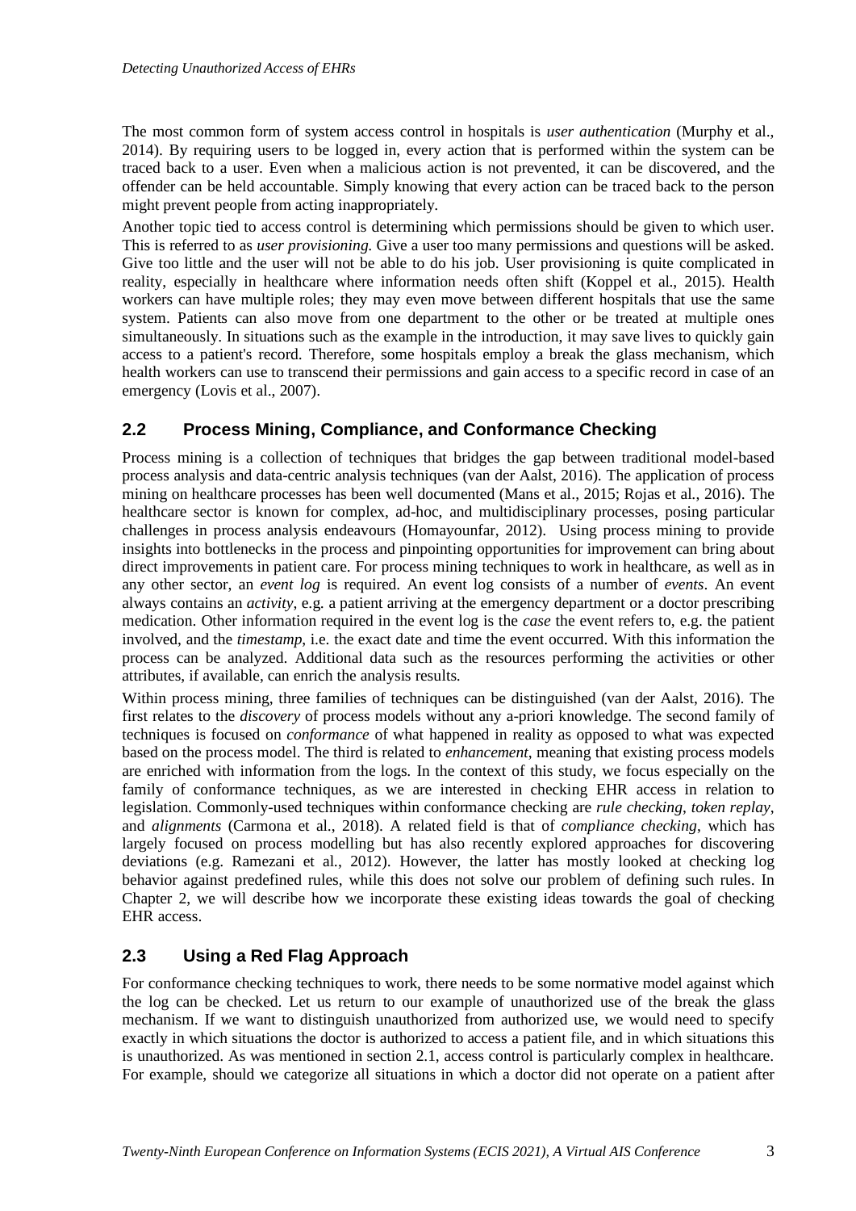The most common form of system access control in hospitals is *user authentication* (Murphy et al., 2014). By requiring users to be logged in, every action that is performed within the system can be traced back to a user. Even when a malicious action is not prevented, it can be discovered, and the offender can be held accountable. Simply knowing that every action can be traced back to the person might prevent people from acting inappropriately.

Another topic tied to access control is determining which permissions should be given to which user. This is referred to as *user provisioning*. Give a user too many permissions and questions will be asked. Give too little and the user will not be able to do his job. User provisioning is quite complicated in reality, especially in healthcare where information needs often shift (Koppel et al., 2015). Health workers can have multiple roles; they may even move between different hospitals that use the same system. Patients can also move from one department to the other or be treated at multiple ones simultaneously. In situations such as the example in the introduction, it may save lives to quickly gain access to a patient's record. Therefore, some hospitals employ a break the glass mechanism, which health workers can use to transcend their permissions and gain access to a specific record in case of an emergency (Lovis et al., 2007).

## 2.2 Process Mining, Compliance, and Conformance Checking

Process mining is a collection of techniques that bridges the gap between traditional model-based process analysis and data-centric analysis techniques (van der Aalst, 2016). The application of process mining on healthcare processes has been well documented (Mans et al., 2015; Rojas et al., 2016). The healthcare sector is known for complex, ad-hoc, and multidisciplinary processes, posing particular challenges in process analysis endeavours (Homayounfar, 2012). Using process mining to provide insights into bottlenecks in the process and pinpointing opportunities for improvement can bring about direct improvements in patient care. For process mining techniques to work in healthcare, as well as in any other sector, an *event log* is required. An event log consists of a number of *events*. An event always contains an *activity*, e.g. a patient arriving at the emergency department or a doctor prescribing medication. Other information required in the event log is the *case* the event refers to, e.g. the patient involved, and the *timestamp*, i.e. the exact date and time the event occurred. With this information the process can be analyzed. Additional data such as the resources performing the activities or other attributes, if available, can enrich the analysis results.

Within process mining, three families of techniques can be distinguished (van der Aalst, 2016). The first relates to the *discovery* of process models without any a-priori knowledge. The second family of techniques is focused on *conformance* of what happened in reality as opposed to what was expected based on the process model. The third is related to *enhancement*, meaning that existing process models are enriched with information from the logs. In the context of this study, we focus especially on the family of conformance techniques, as we are interested in checking EHR access in relation to legislation. Commonly-used techniques within conformance checking are *rule checking*, *token replay*, and *alignments* (Carmona et al., 2018). A related field is that of *compliance checking*, which has largely focused on process modelling but has also recently explored approaches for discovering deviations (e.g. Ramezani et al., 2012). However, the latter has mostly looked at checking log behavior against predefined rules, while this does not solve our problem of defining such rules. In Chapter 2, we will describe how we incorporate these existing ideas towards the goal of checking EHR access.

## 2.3 Using a Red Flag Approach

For conformance checking techniques to work, there needs to be some normative model against which the log can be checked. Let us return to our example of unauthorized use of the break the glass mechanism. If we want to distinguish unauthorized from authorized use, we would need to specify exactly in which situations the doctor is authorized to access a patient file, and in which situations this is unauthorized. As was mentioned in section 2.1, access control is particularly complex in healthcare. For example, should we categorize all situations in which a doctor did not operate on a patient after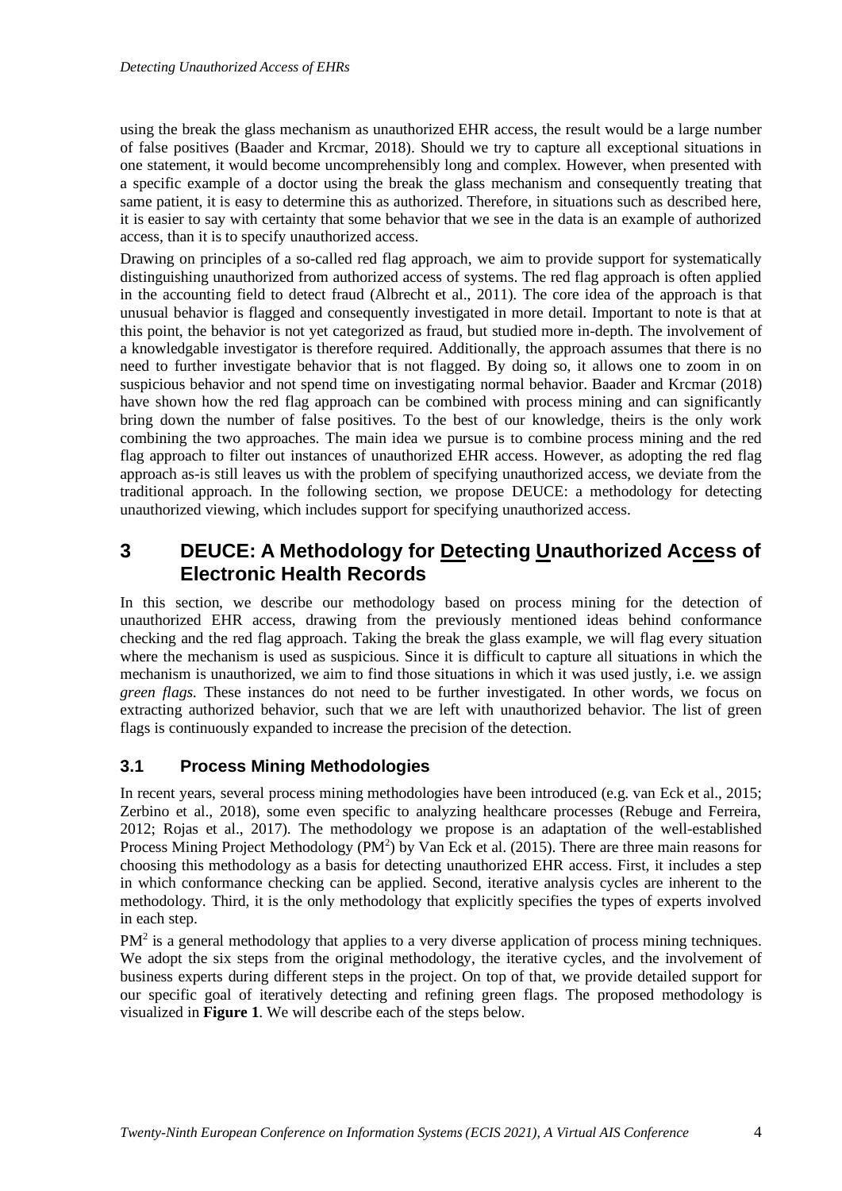using the break the glass mechanism as unauthorized EHR access, the result would be a large number of false positives (Baader and Krcmar, 2018). Should we try to capture all exceptional situations in one statement, it would become uncomprehensibly long and complex. However, when presented with a specific example of a doctor using the break the glass mechanism and consequently treating that same patient, it is easy to determine this as authorized. Therefore, in situations such as described here, it is easier to say with certainty that some behavior that we see in the data is an example of authorized access, than it is to specify unauthorized access.

Drawing on principles of a so-called red flag approach, we aim to provide support for systematically distinguishing unauthorized from authorized access of systems. The red flag approach is often applied in the accounting field to detect fraud (Albrecht et al., 2011). The core idea of the approach is that unusual behavior is flagged and consequently investigated in more detail. Important to note is that at this point, the behavior is not yet categorized as fraud, but studied more in-depth. The involvement of a knowledgable investigator is therefore required. Additionally, the approach assumes that there is no need to further investigate behavior that is not flagged. By doing so, it allows one to zoom in on suspicious behavior and not spend time on investigating normal behavior. Baader and Krcmar (2018) have shown how the red flag approach can be combined with process mining and can significantly bring down the number of false positives. To the best of our knowledge, theirs is the only work combining the two approaches. The main idea we pursue is to combine process mining and the red flag approach to filter out instances of unauthorized EHR access. However, as adopting the red flag approach as-is still leaves us with the problem of specifying unauthorized access, we deviate from the traditional approach. In the following section, we propose DEUCE: a methodology for detecting unauthorized viewing, which includes support for specifying unauthorized access.

## 3 DEUCE: A Methodology for Detecting Unauthorized Access of Electronic Health Records

In this section, we describe our methodology based on process mining for the detection of unauthorized EHR access, drawing from the previously mentioned ideas behind conformance checking and the red flag approach. Taking the break the glass example, we will flag every situation where the mechanism is used as suspicious. Since it is difficult to capture all situations in which the mechanism is unauthorized, we aim to find those situations in which it was used justly, i.e. we assign *green flags*. These instances do not need to be further investigated. In other words, we focus on extracting authorized behavior, such that we are left with unauthorized behavior. The list of green flags is continuously expanded to increase the precision of the detection.

### 3.1 Process Mining Methodologies

In recent years, several process mining methodologies have been introduced (e.g. van Eck et al., 2015; Zerbino et al., 2018), some even specific to analyzing healthcare processes (Rebuge and Ferreira, 2012; Rojas et al., 2017). The methodology we propose is an adaptation of the well-established Process Mining Project Methodology ($PM^2$) by Van Eck et al. (2015). There are three main reasons for choosing this methodology as a basis for detecting unauthorized EHR access. First, it includes a step in which conformance checking can be applied. Second, iterative analysis cycles are inherent to the methodology. Third, it is the only methodology that explicitly specifies the types of experts involved in each step.

$PM^2$ is a general methodology that applies to a very diverse application of process mining techniques. We adopt the six steps from the original methodology, the iterative cycles, and the involvement of business experts during different steps in the project. On top of that, we provide detailed support for our specific goal of iteratively detecting and refining green flags. The proposed methodology is visualized in **Figure 1**. We will describe each of the steps below.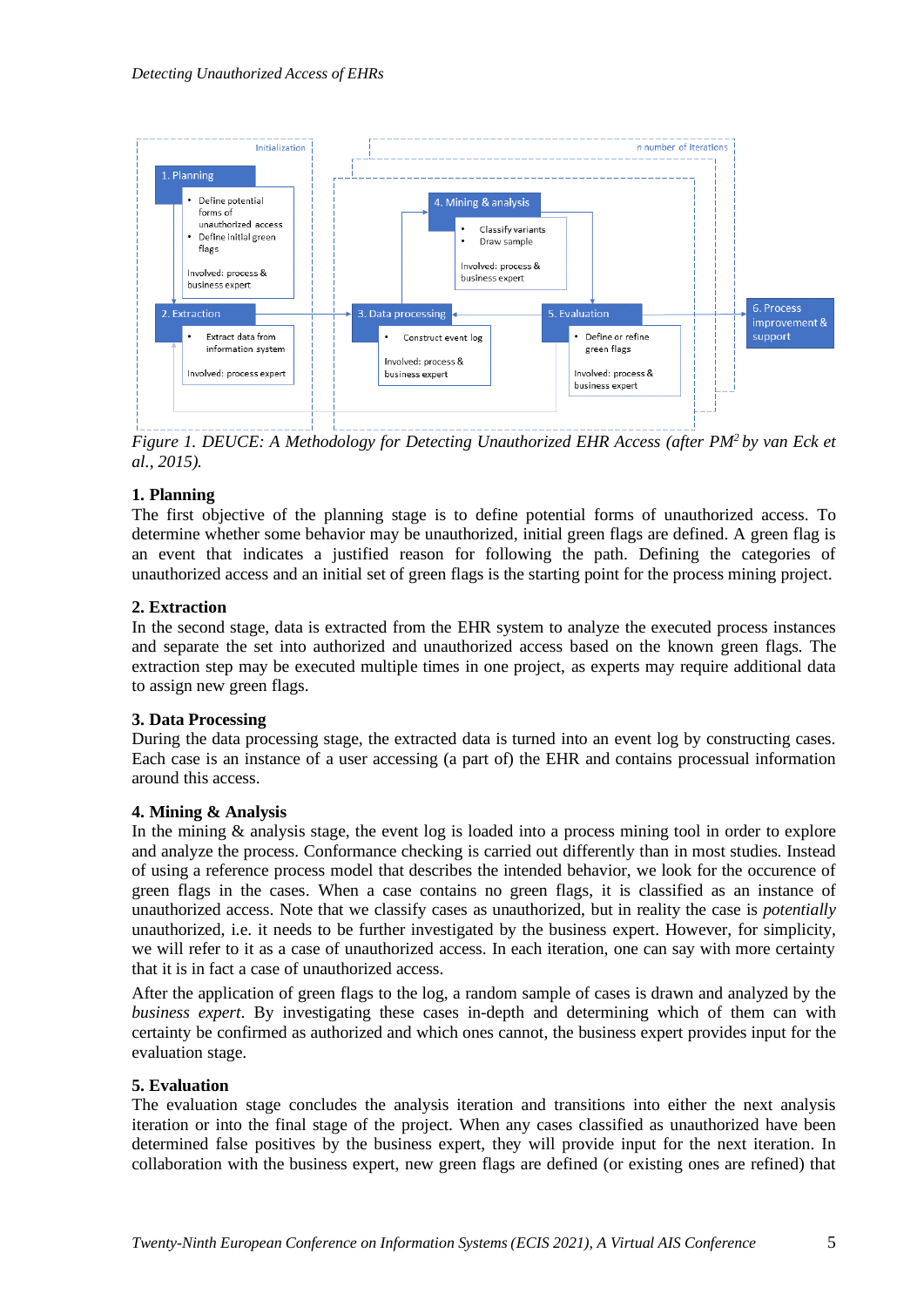Figure 1. DEUCE: A Methodology for Detecting Unauthorized EHR Access (after PM[2] by van Eck et al., 2015).

**1. Planning**

The first objective of the planning stage is to define potential forms of unauthorized access. To determine whether some behavior may be unauthorized, initial green flags are defined. A green flag is an event that indicates a justified reason for following the path. Defining the categories of unauthorized access and an initial set of green flags is the starting point for the process mining project.

**2. Extraction**

In the second stage, data is extracted from the EHR system to analyze the executed process instances and separate the set into authorized and unauthorized access based on the known green flags. The extraction step may be executed multiple times in one project, as experts may require additional data to assign new green flags.

**3. Data Processing**

During the data processing stage, the extracted data is turned into an event log by constructing cases. Each case is an instance of a user accessing (a part of) the EHR and contains processual information around this access.

**4. Mining & Analysis**

In the mining & analysis stage, the event log is loaded into a process mining tool in order to explore and analyze the process. Conformance checking is carried out differently than in most studies. Instead of using a reference process model that describes the intended behavior, we look for the occurence of green flags in the cases. When a case contains no green flags, it is classified as an instance of unauthorized access. Note that we classify cases as unauthorized, but in reality the case is *potentially* unauthorized, i.e. it needs to be further investigated by the business expert. However, for simplicity, we will refer to it as a case of unauthorized access. In each iteration, one can say with more certainty that it is in fact a case of unauthorized access.

After the application of green flags to the log, a random sample of cases is drawn and analyzed by the *business expert*. By investigating these cases in-depth and determining which of them can with certainty be confirmed as authorized and which ones cannot, the business expert provides input for the evaluation stage.

**5. Evaluation**

The evaluation stage concludes the analysis iteration and transitions into either the next analysis iteration or into the final stage of the project. When any cases classified as unauthorized have been determined false positives by the business expert, they will provide input for the next iteration. In collaboration with the business expert, new green flags are defined (or existing ones are refined) that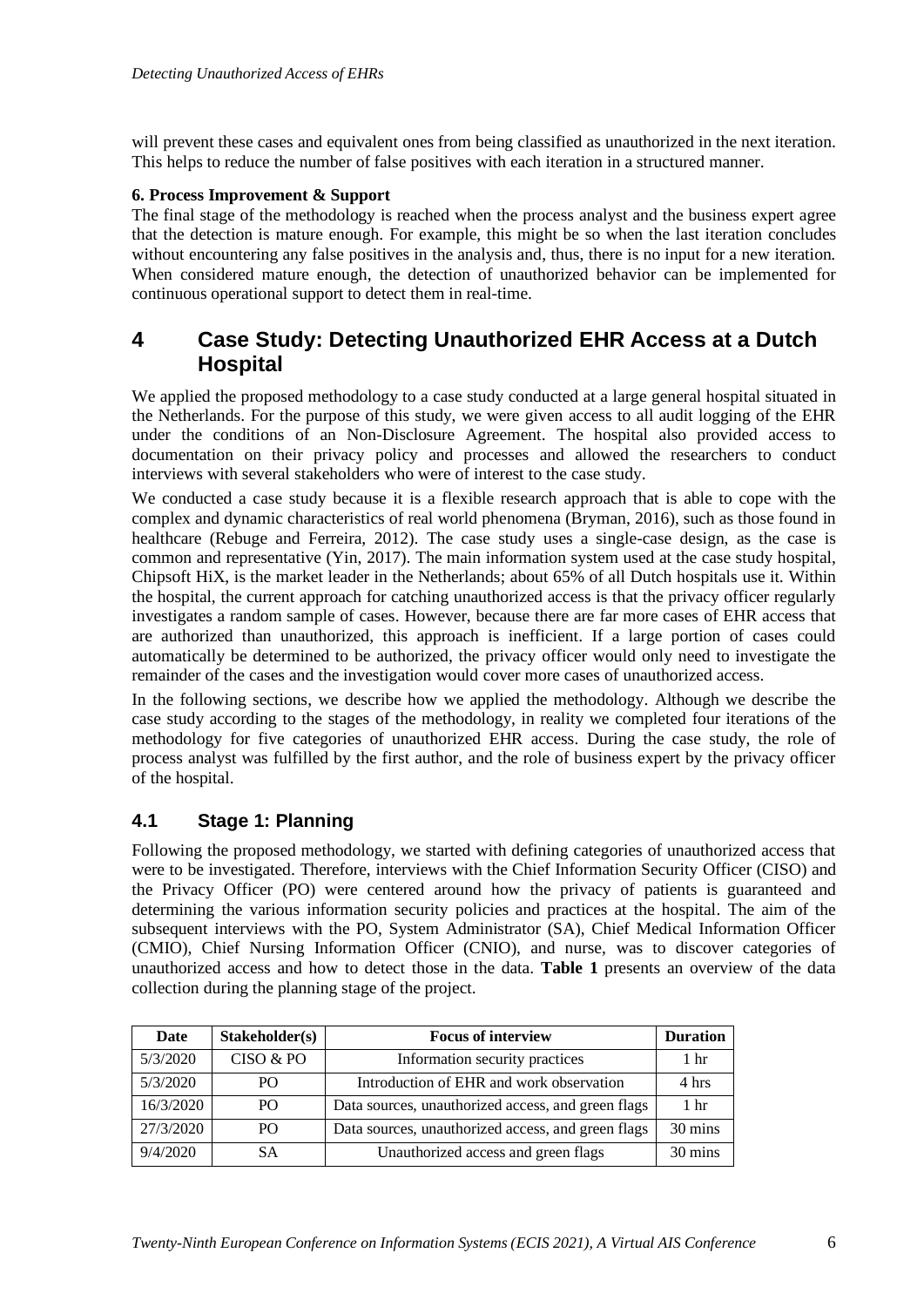will prevent these cases and equivalent ones from being classified as unauthorized in the next iteration. This helps to reduce the number of false positives with each iteration in a structured manner.

**6. Process Improvement & Support**

The final stage of the methodology is reached when the process analyst and the business expert agree that the detection is mature enough. For example, this might be so when the last iteration concludes without encountering any false positives in the analysis and, thus, there is no input for a new iteration. When considered mature enough, the detection of unauthorized behavior can be implemented for continuous operational support to detect them in real-time.

# 4 Case Study: Detecting Unauthorized EHR Access at a Dutch Hospital

We applied the proposed methodology to a case study conducted at a large general hospital situated in the Netherlands. For the purpose of this study, we were given access to all audit logging of the EHR under the conditions of an Non-Disclosure Agreement. The hospital also provided access to documentation on their privacy policy and processes and allowed the researchers to conduct interviews with several stakeholders who were of interest to the case study.

We conducted a case study because it is a flexible research approach that is able to cope with the complex and dynamic characteristics of real world phenomena (Bryman, 2016), such as those found in healthcare (Rebuge and Ferreira, 2012). The case study uses a single-case design, as the case is common and representative (Yin, 2017). The main information system used at the case study hospital, Chipsoft HiX, is the market leader in the Netherlands; about 65% of all Dutch hospitals use it. Within the hospital, the current approach for catching unauthorized access is that the privacy officer regularly investigates a random sample of cases. However, because there are far more cases of EHR access that are authorized than unauthorized, this approach is inefficient. If a large portion of cases could automatically be determined to be authorized, the privacy officer would only need to investigate the remainder of the cases and the investigation would cover more cases of unauthorized access.

In the following sections, we describe how we applied the methodology. Although we describe the case study according to the stages of the methodology, in reality we completed four iterations of the methodology for five categories of unauthorized EHR access. During the case study, the role of process analyst was fulfilled by the first author, and the role of business expert by the privacy officer of the hospital.

## 4.1 Stage 1: Planning

Following the proposed methodology, we started with defining categories of unauthorized access that were to be investigated. Therefore, interviews with the Chief Information Security Officer (CISO) and the Privacy Officer (PO) were centered around how the privacy of patients is guaranteed and determining the various information security policies and practices at the hospital. The aim of the subsequent interviews with the PO, System Administrator (SA), Chief Medical Information Officer (CMIO), Chief Nursing Information Officer (CNIO), and nurse, was to discover categories of unauthorized access and how to detect those in the data. **Table 1** presents an overview of the data collection during the planning stage of the project.

| Date | Stakeholder(s) | Focus of interview | Duration |
|---|---|---|---|
| 5/3/2020 | CISO & PO | Information security practices | 1 hr |
| 5/3/2020 | PO | Introduction of EHR and work observation | 4 hrs |
| 16/3/2020 | PO | Data sources, unauthorized access, and green flags | 1 hr |
| 27/3/2020 | PO | Data sources, unauthorized access, and green flags | 30 mins |
| 9/4/2020 | SA | Unauthorized access and green flags | 30 mins |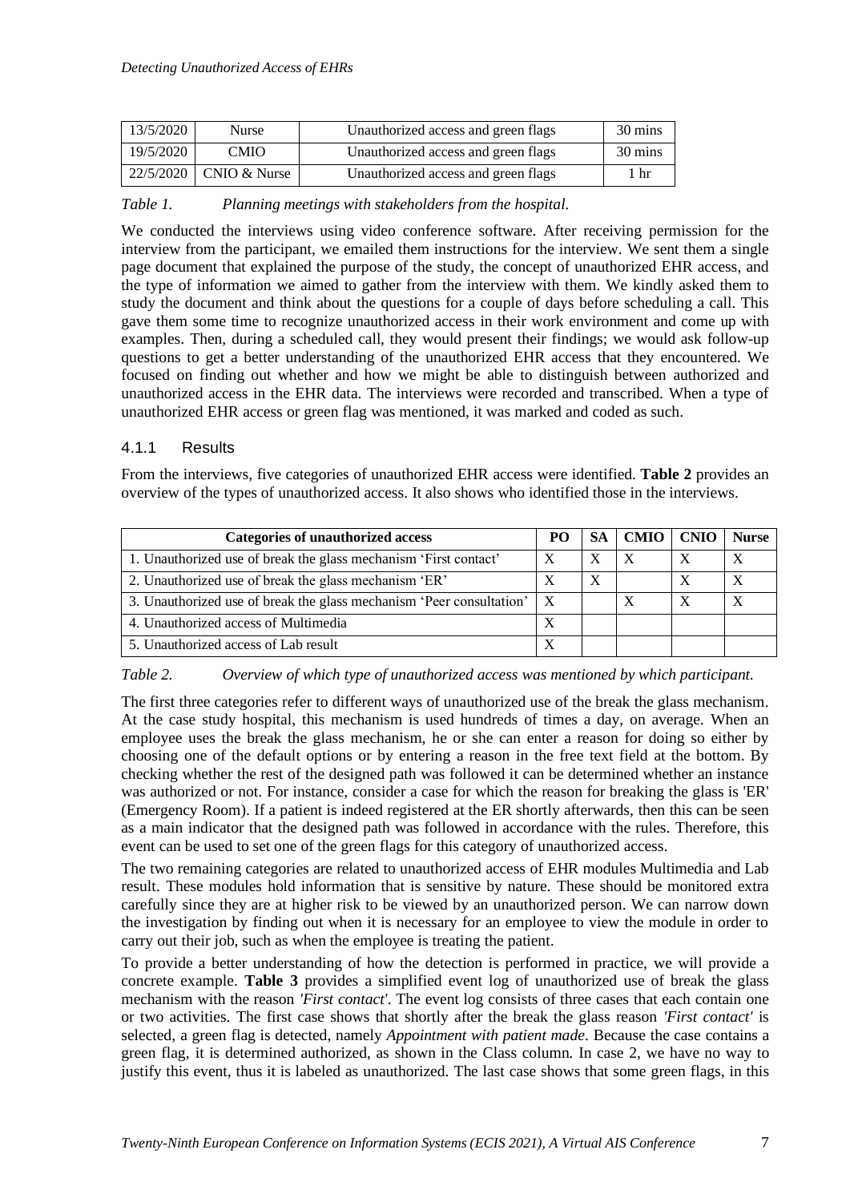| 13/5/2020 | Nurse | Unauthorized access and green flags | 30 mins |
|---|---|---|---|
| 19/5/2020 | CMIO | Unauthorized access and green flags | 30 mins |
| 22/5/2020 | CNIO & Nurse | Unauthorized access and green flags | 1 hr |

*Table 1. Planning meetings with stakeholders from the hospital.*

We conducted the interviews using video conference software. After receiving permission for the interview from the participant, we emailed them instructions for the interview. We sent them a single page document that explained the purpose of the study, the concept of unauthorized EHR access, and the type of information we aimed to gather from the interview with them. We kindly asked them to study the document and think about the questions for a couple of days before scheduling a call. This gave them some time to recognize unauthorized access in their work environment and come up with examples. Then, during a scheduled call, they would present their findings; we would ask follow-up questions to get a better understanding of the unauthorized EHR access that they encountered. We focused on finding out whether and how we might be able to distinguish between authorized and unauthorized access in the EHR data. The interviews were recorded and transcribed. When a type of unauthorized EHR access or green flag was mentioned, it was marked and coded as such.

### 4.1.1 Results

From the interviews, five categories of unauthorized EHR access were identified. **Table 2** provides an overview of the types of unauthorized access. It also shows who identified those in the interviews.

| Categories of unauthorized access | PO | SA | CMIO | CNIO | Nurse |
|---|---|---|---|---|---|
| 1. Unauthorized use of break the glass mechanism 'First contact' | X | X | X | X | X |
| 2. Unauthorized use of break the glass mechanism 'ER' | X | X | | X | X |
| 3. Unauthorized use of break the glass mechanism 'Peer consultation' | X | | X | X | X |
| 4. Unauthorized access of Multimedia | X | | | | |
| 5. Unauthorized access of Lab result | X | | | | |

*Table 2. Overview of which type of unauthorized access was mentioned by which participant.*

The first three categories refer to different ways of unauthorized use of the break the glass mechanism. At the case study hospital, this mechanism is used hundreds of times a day, on average. When an employee uses the break the glass mechanism, he or she can enter a reason for doing so either by choosing one of the default options or by entering a reason in the free text field at the bottom. By checking whether the rest of the designed path was followed it can be determined whether an instance was authorized or not. For instance, consider a case for which the reason for breaking the glass is 'ER' (Emergency Room). If a patient is indeed registered at the ER shortly afterwards, then this can be seen as a main indicator that the designed path was followed in accordance with the rules. Therefore, this event can be used to set one of the green flags for this category of unauthorized access.

The two remaining categories are related to unauthorized access of EHR modules Multimedia and Lab result. These modules hold information that is sensitive by nature. These should be monitored extra carefully since they are at higher risk to be viewed by an unauthorized person. We can narrow down the investigation by finding out when it is necessary for an employee to view the module in order to carry out their job, such as when the employee is treating the patient.

To provide a better understanding of how the detection is performed in practice, we will provide a concrete example. **Table 3** provides a simplified event log of unauthorized use of break the glass mechanism with the reason *'First contact'*. The event log consists of three cases that each contain one or two activities. The first case shows that shortly after the break the glass reason *'First contact'* is selected, a green flag is detected, namely *Appointment with patient made*. Because the case contains a green flag, it is determined authorized, as shown in the Class column. In case 2, we have no way to justify this event, thus it is labeled as unauthorized. The last case shows that some green flags, in this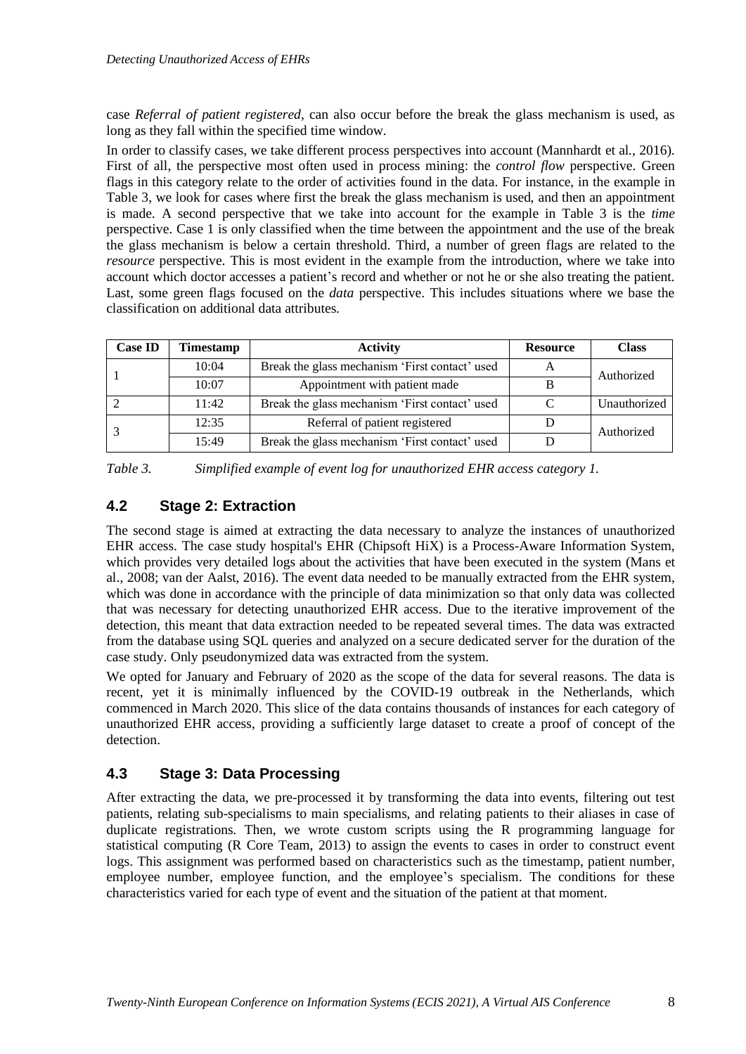case *Referral of patient registered*, can also occur before the break the glass mechanism is used, as long as they fall within the specified time window.

In order to classify cases, we take different process perspectives into account (Mannhardt et al., 2016). First of all, the perspective most often used in process mining: the *control flow* perspective. Green flags in this category relate to the order of activities found in the data. For instance, in the example in Table 3, we look for cases where first the break the glass mechanism is used, and then an appointment is made. A second perspective that we take into account for the example in Table 3 is the *time* perspective. Case 1 is only classified when the time between the appointment and the use of the break the glass mechanism is below a certain threshold. Third, a number of green flags are related to the *resource* perspective. This is most evident in the example from the introduction, where we take into account which doctor accesses a patient's record and whether or not he or she also treating the patient. Last, some green flags focused on the *data* perspective. This includes situations where we base the classification on additional data attributes.

| Case ID | Timestamp | Activity | Resource | Class |
|---|---|---|---|---|
| 1 | 10:04 | Break the glass mechanism 'First contact' used | A | Authorized |
| | 10:07 | Appointment with patient made | B | |
| 2 | 11:42 | Break the glass mechanism 'First contact' used | C | Unauthorized |
| 3 | 12:35 | Referral of patient registered | D | Authorized |
| | 15:49 | Break the glass mechanism 'First contact' used | D | |

*Table 3. Simplified example of event log for unauthorized EHR access category 1.*

## 4.2 Stage 2: Extraction

The second stage is aimed at extracting the data necessary to analyze the instances of unauthorized EHR access. The case study hospital's EHR (Chipsoft HiX) is a Process-Aware Information System, which provides very detailed logs about the activities that have been executed in the system (Mans et al., 2008; van der Aalst, 2016). The event data needed to be manually extracted from the EHR system, which was done in accordance with the principle of data minimization so that only data was collected that was necessary for detecting unauthorized EHR access. Due to the iterative improvement of the detection, this meant that data extraction needed to be repeated several times. The data was extracted from the database using SQL queries and analyzed on a secure dedicated server for the duration of the case study. Only pseudonymized data was extracted from the system.

We opted for January and February of 2020 as the scope of the data for several reasons. The data is recent, yet it is minimally influenced by the COVID-19 outbreak in the Netherlands, which commenced in March 2020. This slice of the data contains thousands of instances for each category of unauthorized EHR access, providing a sufficiently large dataset to create a proof of concept of the detection.

## 4.3 Stage 3: Data Processing

After extracting the data, we pre-processed it by transforming the data into events, filtering out test patients, relating sub-specialisms to main specialisms, and relating patients to their aliases in case of duplicate registrations. Then, we wrote custom scripts using the R programming language for statistical computing (R Core Team, 2013) to assign the events to cases in order to construct event logs. This assignment was performed based on characteristics such as the timestamp, patient number, employee number, employee function, and the employee's specialism. The conditions for these characteristics varied for each type of event and the situation of the patient at that moment.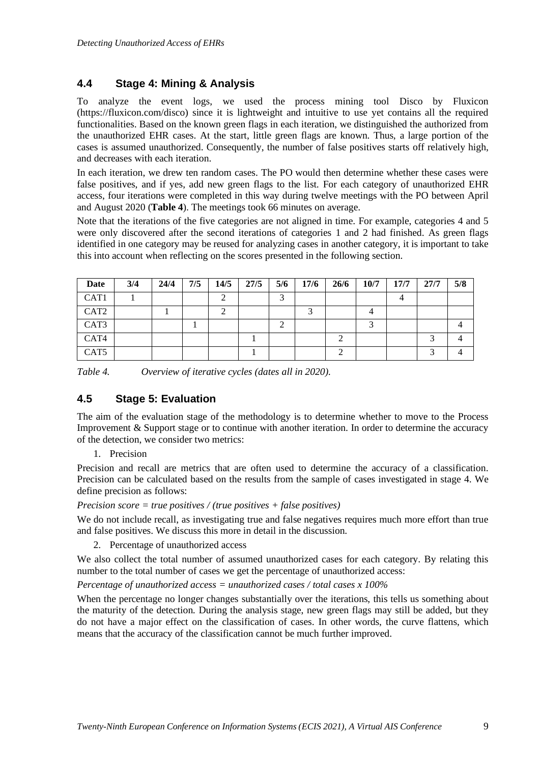## 4.4 Stage 4: Mining & Analysis

To analyze the event logs, we used the process mining tool Disco by Fluxicon (https://fluxicon.com/disco) since it is lightweight and intuitive to use yet contains all the required functionalities. Based on the known green flags in each iteration, we distinguished the authorized from the unauthorized EHR cases. At the start, little green flags are known. Thus, a large portion of the cases is assumed unauthorized. Consequently, the number of false positives starts off relatively high, and decreases with each iteration.

In each iteration, we drew ten random cases. The PO would then determine whether these cases were false positives, and if yes, add new green flags to the list. For each category of unauthorized EHR access, four iterations were completed in this way during twelve meetings with the PO between April and August 2020 (**Table 4**). The meetings took 66 minutes on average.

Note that the iterations of the five categories are not aligned in time. For example, categories 4 and 5 were only discovered after the second iterations of categories 1 and 2 had finished. As green flags identified in one category may be reused for analyzing cases in another category, it is important to take this into account when reflecting on the scores presented in the following section.

| **Date** | **3/4** | **24/4** | **7/5** | **14/5** | **27/5** | **5/6** | **17/6** | **26/6** | **10/7** | **17/7** | **27/7** | **5/8** |
|---|---|---|---|---|---|---|---|---|---|---|---|---|
| CAT1 | 1 | | | 2 | | 3 | | | | 4 | | |
| CAT2 | | 1 | | 2 | | | 3 | | 4 | | | |
| CAT3 | | | 1 | | | 2 | | | 3 | | | 4 |
| CAT4 | | | | | 1 | | | 2 | | | 3 | 4 |
| CAT5 | | | | | 1 | | | 2 | | | 3 | 4 |

*Table 4. Overview of iterative cycles (dates all in 2020).*

## 4.5 Stage 5: Evaluation

The aim of the evaluation stage of the methodology is to determine whether to move to the Process Improvement & Support stage or to continue with another iteration. In order to determine the accuracy of the detection, we consider two metrics:

1. Precision

Precision and recall are metrics that are often used to determine the accuracy of a classification. Precision can be calculated based on the results from the sample of cases investigated in stage 4. We define precision as follows:

*Precision score = true positives / (true positives + false positives)*

We do not include recall, as investigating true and false negatives requires much more effort than true and false positives. We discuss this more in detail in the discussion.

2. Percentage of unauthorized access

We also collect the total number of assumed unauthorized cases for each category. By relating this number to the total number of cases we get the percentage of unauthorized access:

*Percentage of unauthorized access = unauthorized cases / total cases x 100%*

When the percentage no longer changes substantially over the iterations, this tells us something about the maturity of the detection. During the analysis stage, new green flags may still be added, but they do not have a major effect on the classification of cases. In other words, the curve flattens, which means that the accuracy of the classification cannot be much further improved.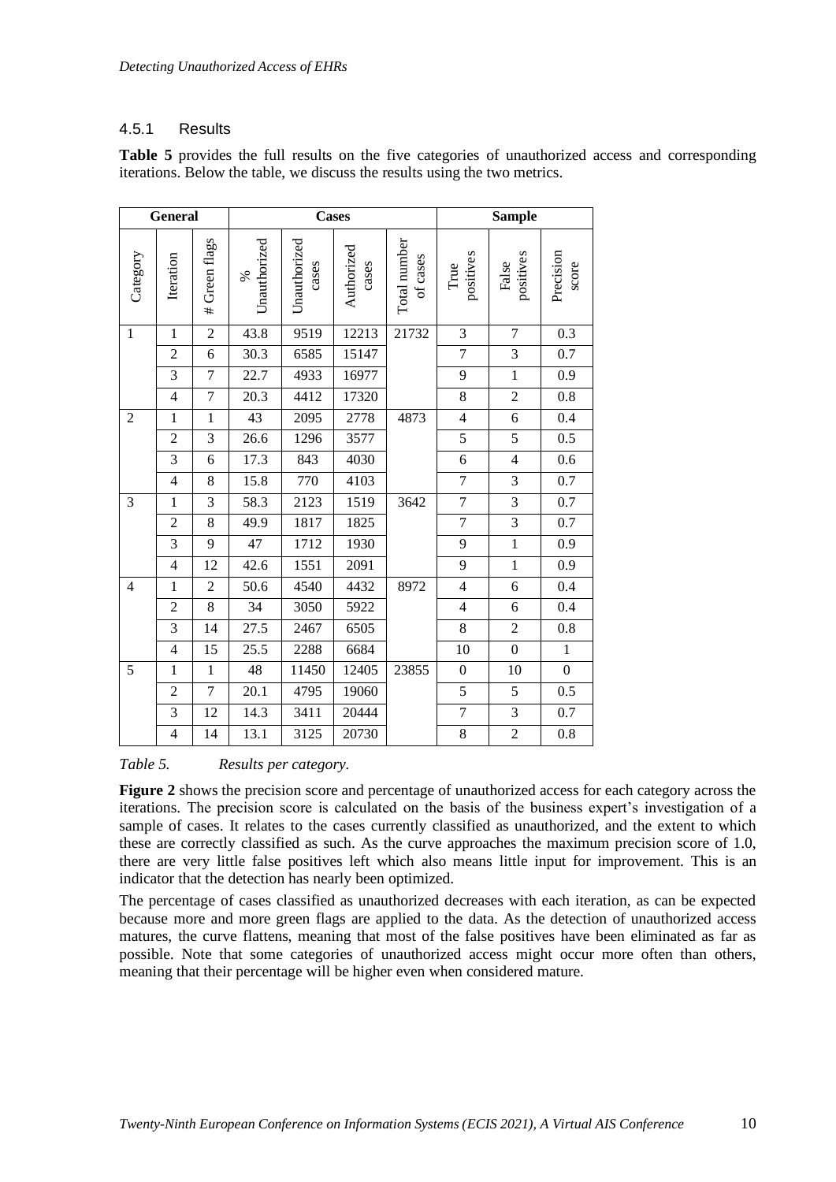#### 4.5.1 Results

**Table 5** provides the full results on the five categories of unauthorized access and corresponding iterations. Below the table, we discuss the results using the two metrics.

| General | | | Cases | | | | Sample | | |
|---|---|---|---|---|---|---|---|---|---|
| Category | Iteration | # Green flags | % Unauthorized | Unauthorized cases | Authorized cases | Total number of cases | True positives | False positives | Precision score |
| 1 | 1 | 2 | 43.8 | 9519 | 12213 | 21732 | 3 | 7 | 0.3 |
| | 2 | 6 | 30.3 | 6585 | 15147 | | 7 | 3 | 0.7 |
| | 3 | 7 | 22.7 | 4933 | 16977 | | 9 | 1 | 0.9 |
| | 4 | 7 | 20.3 | 4412 | 17320 | | 8 | 2 | 0.8 |
| 2 | 1 | 1 | 43 | 2095 | 2778 | 4873 | 4 | 6 | 0.4 |
| | 2 | 3 | 26.6 | 1296 | 3577 | | 5 | 5 | 0.5 |
| | 3 | 6 | 17.3 | 843 | 4030 | | 6 | 4 | 0.6 |
| | 4 | 8 | 15.8 | 770 | 4103 | | 7 | 3 | 0.7 |
| 3 | 1 | 3 | 58.3 | 2123 | 1519 | 3642 | 7 | 3 | 0.7 |
| | 2 | 8 | 49.9 | 1817 | 1825 | | 7 | 3 | 0.7 |
| | 3 | 9 | 47 | 1712 | 1930 | | 9 | 1 | 0.9 |
| | 4 | 12 | 42.6 | 1551 | 2091 | | 9 | 1 | 0.9 |
| 4 | 1 | 2 | 50.6 | 4540 | 4432 | 8972 | 4 | 6 | 0.4 |
| | 2 | 8 | 34 | 3050 | 5922 | | 4 | 6 | 0.4 |
| | 3 | 14 | 27.5 | 2467 | 6505 | | 8 | 2 | 0.8 |
| | 4 | 15 | 25.5 | 2288 | 6684 | | 10 | 0 | 1 |
| 5 | 1 | 1 | 48 | 11450 | 12405 | 23855 | 0 | 10 | 0 |
| | 2 | 7 | 20.1 | 4795 | 19060 | | 5 | 5 | 0.5 |
| | 3 | 12 | 14.3 | 3411 | 20444 | | 7 | 3 | 0.7 |
| | 4 | 14 | 13.1 | 3125 | 20730 | | 8 | 2 | 0.8 |

*Table 5. Results per category.*

**Figure 2** shows the precision score and percentage of unauthorized access for each category across the iterations. The precision score is calculated on the basis of the business expert's investigation of a sample of cases. It relates to the cases currently classified as unauthorized, and the extent to which these are correctly classified as such. As the curve approaches the maximum precision score of 1.0, there are very little false positives left which also means little input for improvement. This is an indicator that the detection has nearly been optimized.

The percentage of cases classified as unauthorized decreases with each iteration, as can be expected because more and more green flags are applied to the data. As the detection of unauthorized access matures, the curve flattens, meaning that most of the false positives have been eliminated as far as possible. Note that some categories of unauthorized access might occur more often than others, meaning that their percentage will be higher even when considered mature.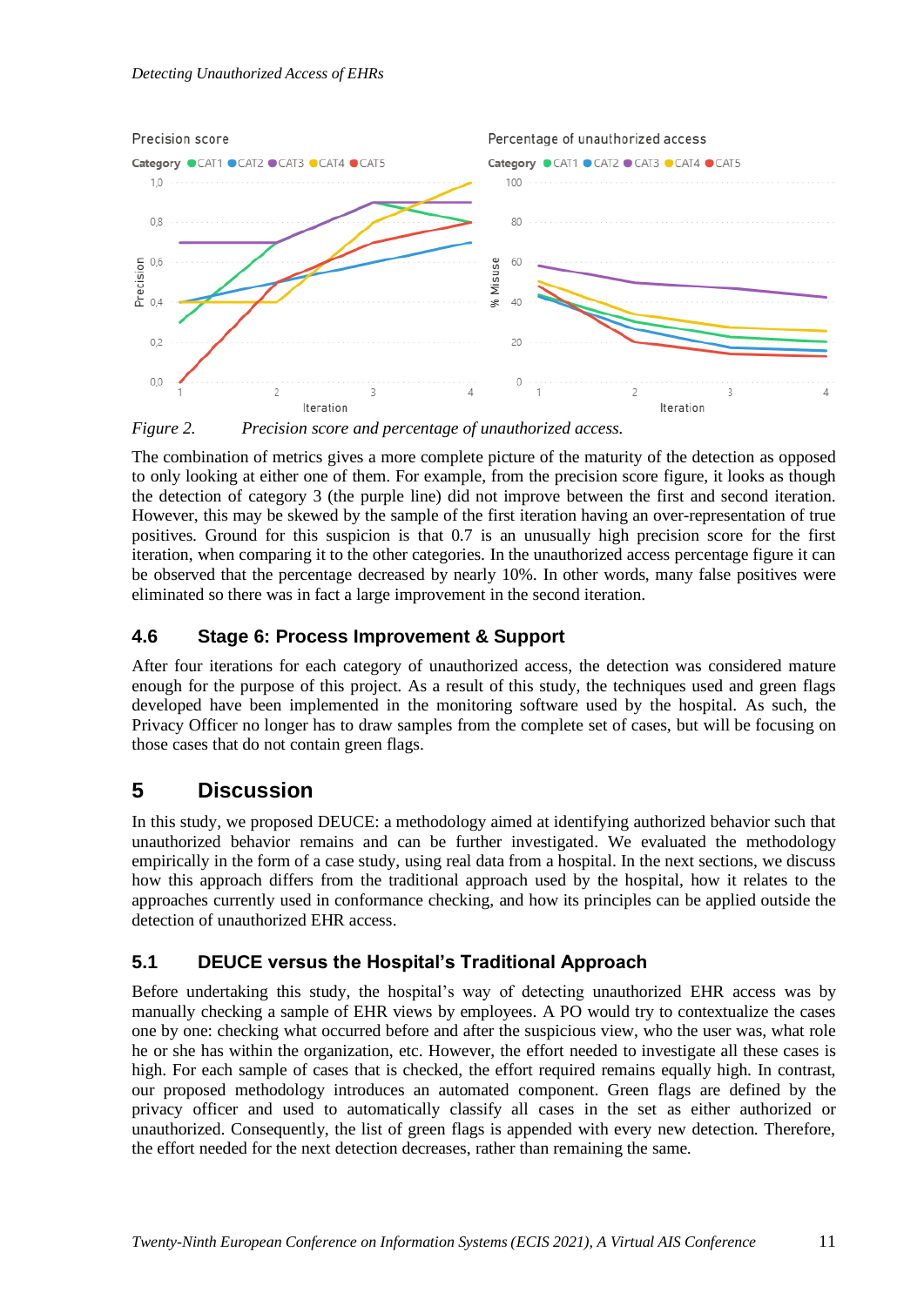*Figure 2. Precision score and percentage of unauthorized access.*

The combination of metrics gives a more complete picture of the maturity of the detection as opposed to only looking at either one of them. For example, from the precision score figure, it looks as though the detection of category 3 (the purple line) did not improve between the first and second iteration. However, this may be skewed by the sample of the first iteration having an over-representation of true positives. Ground for this suspicion is that 0.7 is an unusually high precision score for the first iteration, when comparing it to the other categories. In the unauthorized access percentage figure it can be observed that the percentage decreased by nearly 10%. In other words, many false positives were eliminated so there was in fact a large improvement in the second iteration.

### 4.6 Stage 6: Process Improvement & Support

After four iterations for each category of unauthorized access, the detection was considered mature enough for the purpose of this project. As a result of this study, the techniques used and green flags developed have been implemented in the monitoring software used by the hospital. As such, the Privacy Officer no longer has to draw samples from the complete set of cases, but will be focusing on those cases that do not contain green flags.

## 5 Discussion

In this study, we proposed DEUCE: a methodology aimed at identifying authorized behavior such that unauthorized behavior remains and can be further investigated. We evaluated the methodology empirically in the form of a case study, using real data from a hospital. In the next sections, we discuss how this approach differs from the traditional approach used by the hospital, how it relates to the approaches currently used in conformance checking, and how its principles can be applied outside the detection of unauthorized EHR access.

### 5.1 DEUCE versus the Hospital's Traditional Approach

Before undertaking this study, the hospital's way of detecting unauthorized EHR access was by manually checking a sample of EHR views by employees. A PO would try to contextualize the cases one by one: checking what occurred before and after the suspicious view, who the user was, what role he or she has within the organization, etc. However, the effort needed to investigate all these cases is high. For each sample of cases that is checked, the effort required remains equally high. In contrast, our proposed methodology introduces an automated component. Green flags are defined by the privacy officer and used to automatically classify all cases in the set as either authorized or unauthorized. Consequently, the list of green flags is appended with every new detection. Therefore, the effort needed for the next detection decreases, rather than remaining the same.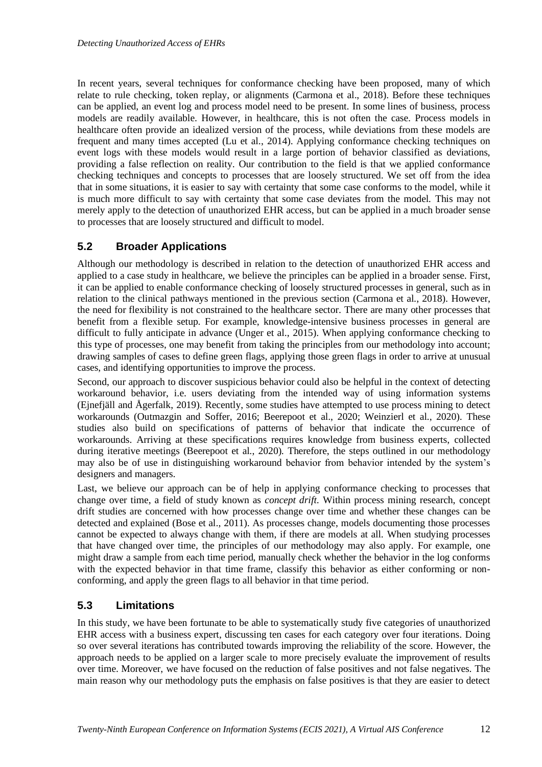In recent years, several techniques for conformance checking have been proposed, many of which relate to rule checking, token replay, or alignments (Carmona et al., 2018). Before these techniques can be applied, an event log and process model need to be present. In some lines of business, process models are readily available. However, in healthcare, this is not often the case. Process models in healthcare often provide an idealized version of the process, while deviations from these models are frequent and many times accepted (Lu et al., 2014). Applying conformance checking techniques on event logs with these models would result in a large portion of behavior classified as deviations, providing a false reflection on reality. Our contribution to the field is that we applied conformance checking techniques and concepts to processes that are loosely structured. We set off from the idea that in some situations, it is easier to say with certainty that some case conforms to the model, while it is much more difficult to say with certainty that some case deviates from the model. This may not merely apply to the detection of unauthorized EHR access, but can be applied in a much broader sense to processes that are loosely structured and difficult to model.

## 5.2 Broader Applications

Although our methodology is described in relation to the detection of unauthorized EHR access and applied to a case study in healthcare, we believe the principles can be applied in a broader sense. First, it can be applied to enable conformance checking of loosely structured processes in general, such as in relation to the clinical pathways mentioned in the previous section (Carmona et al., 2018). However, the need for flexibility is not constrained to the healthcare sector. There are many other processes that benefit from a flexible setup. For example, knowledge-intensive business processes in general are difficult to fully anticipate in advance (Unger et al., 2015). When applying conformance checking to this type of processes, one may benefit from taking the principles from our methodology into account; drawing samples of cases to define green flags, applying those green flags in order to arrive at unusual cases, and identifying opportunities to improve the process.

Second, our approach to discover suspicious behavior could also be helpful in the context of detecting workaround behavior, i.e. users deviating from the intended way of using information systems (Ejnefjäll and Ågerfalk, 2019). Recently, some studies have attempted to use process mining to detect workarounds (Outmazgin and Soffer, 2016; Beerepoot et al., 2020; Weinzierl et al., 2020). These studies also build on specifications of patterns of behavior that indicate the occurrence of workarounds. Arriving at these specifications requires knowledge from business experts, collected during iterative meetings (Beerepoot et al., 2020). Therefore, the steps outlined in our methodology may also be of use in distinguishing workaround behavior from behavior intended by the system's designers and managers.

Last, we believe our approach can be of help in applying conformance checking to processes that change over time, a field of study known as *concept drift*. Within process mining research, concept drift studies are concerned with how processes change over time and whether these changes can be detected and explained (Bose et al., 2011). As processes change, models documenting those processes cannot be expected to always change with them, if there are models at all. When studying processes that have changed over time, the principles of our methodology may also apply. For example, one might draw a sample from each time period, manually check whether the behavior in the log conforms with the expected behavior in that time frame, classify this behavior as either conforming or non-conforming, and apply the green flags to all behavior in that time period.

## 5.3 Limitations

In this study, we have been fortunate to be able to systematically study five categories of unauthorized EHR access with a business expert, discussing ten cases for each category over four iterations. Doing so over several iterations has contributed towards improving the reliability of the score. However, the approach needs to be applied on a larger scale to more precisely evaluate the improvement of results over time. Moreover, we have focused on the reduction of false positives and not false negatives. The main reason why our methodology puts the emphasis on false positives is that they are easier to detect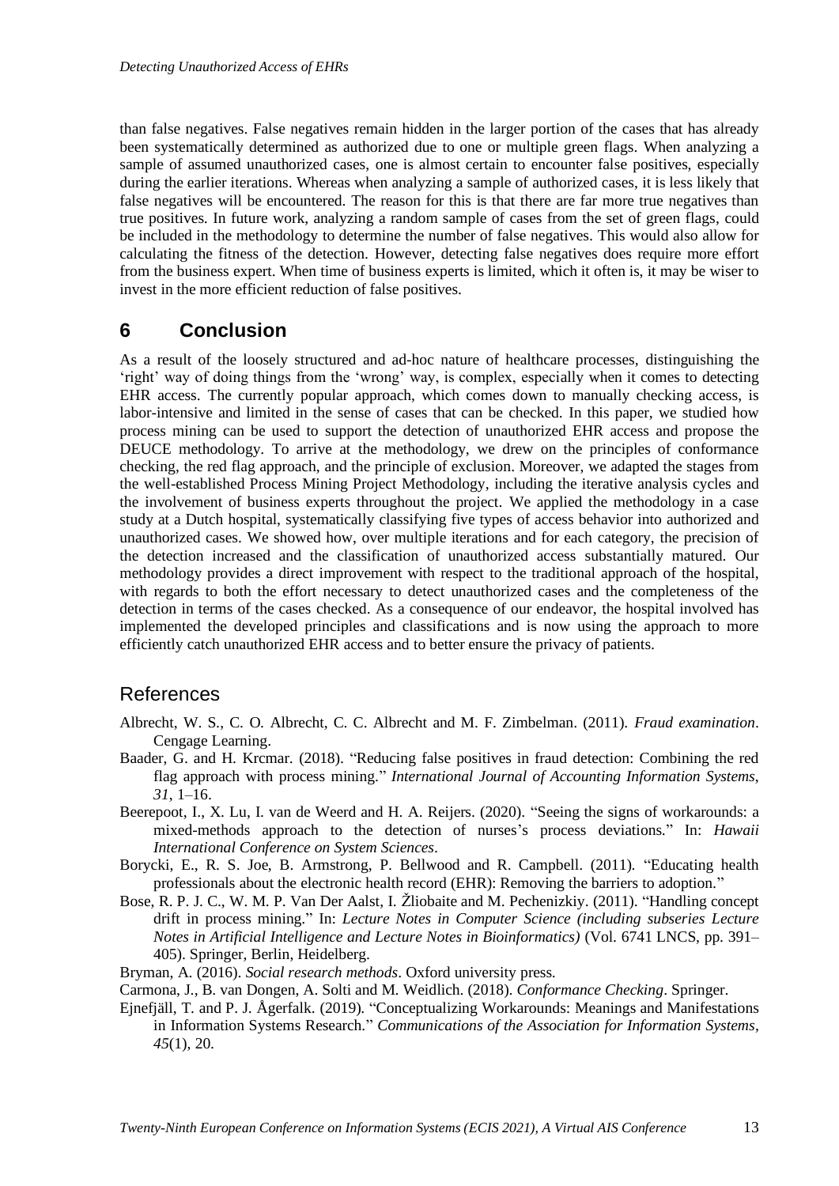than false negatives. False negatives remain hidden in the larger portion of the cases that has already been systematically determined as authorized due to one or multiple green flags. When analyzing a sample of assumed unauthorized cases, one is almost certain to encounter false positives, especially during the earlier iterations. Whereas when analyzing a sample of authorized cases, it is less likely that false negatives will be encountered. The reason for this is that there are far more true negatives than true positives. In future work, analyzing a random sample of cases from the set of green flags, could be included in the methodology to determine the number of false negatives. This would also allow for calculating the fitness of the detection. However, detecting false negatives does require more effort from the business expert. When time of business experts is limited, which it often is, it may be wiser to invest in the more efficient reduction of false positives.

## 6 Conclusion

As a result of the loosely structured and ad-hoc nature of healthcare processes, distinguishing the 'right' way of doing things from the 'wrong' way, is complex, especially when it comes to detecting EHR access. The currently popular approach, which comes down to manually checking access, is labor-intensive and limited in the sense of cases that can be checked. In this paper, we studied how process mining can be used to support the detection of unauthorized EHR access and propose the DEUCE methodology. To arrive at the methodology, we drew on the principles of conformance checking, the red flag approach, and the principle of exclusion. Moreover, we adapted the stages from the well-established Process Mining Project Methodology, including the iterative analysis cycles and the involvement of business experts throughout the project. We applied the methodology in a case study at a Dutch hospital, systematically classifying five types of access behavior into authorized and unauthorized cases. We showed how, over multiple iterations and for each category, the precision of the detection increased and the classification of unauthorized access substantially matured. Our methodology provides a direct improvement with respect to the traditional approach of the hospital, with regards to both the effort necessary to detect unauthorized cases and the completeness of the detection in terms of the cases checked. As a consequence of our endeavor, the hospital involved has implemented the developed principles and classifications and is now using the approach to more efficiently catch unauthorized EHR access and to better ensure the privacy of patients.

## References

Albrecht, W. S., C. O. Albrecht, C. C. Albrecht and M. F. Zimbelman. (2011). *Fraud examination*. Cengage Learning.

Baader, G. and H. Krcmar. (2018). "Reducing false positives in fraud detection: Combining the red flag approach with process mining." *International Journal of Accounting Information Systems*, *31*, 1–16.

Beerepoot, I., X. Lu, I. van de Weerd and H. A. Reijers. (2020). "Seeing the signs of workarounds: a mixed-methods approach to the detection of nurses's process deviations." In: *Hawaii International Conference on System Sciences*.

Borycki, E., R. S. Joe, B. Armstrong, P. Bellwood and R. Campbell. (2011). "Educating health professionals about the electronic health record (EHR): Removing the barriers to adoption."

Bose, R. P. J. C., W. M. P. Van Der Aalst, I. Žliobaite and M. Pechenizkiy. (2011). "Handling concept drift in process mining." In: *Lecture Notes in Computer Science (including subseries Lecture Notes in Artificial Intelligence and Lecture Notes in Bioinformatics)* (Vol. 6741 LNCS, pp. 391–405). Springer, Berlin, Heidelberg.

Bryman, A. (2016). *Social research methods*. Oxford university press.

Carmona, J., B. van Dongen, A. Solti and M. Weidlich. (2018). *Conformance Checking*. Springer.

Ejnefjäll, T. and P. J. Ågerfalk. (2019). "Conceptualizing Workarounds: Meanings and Manifestations in Information Systems Research." *Communications of the Association for Information Systems*, *45*(1), 20.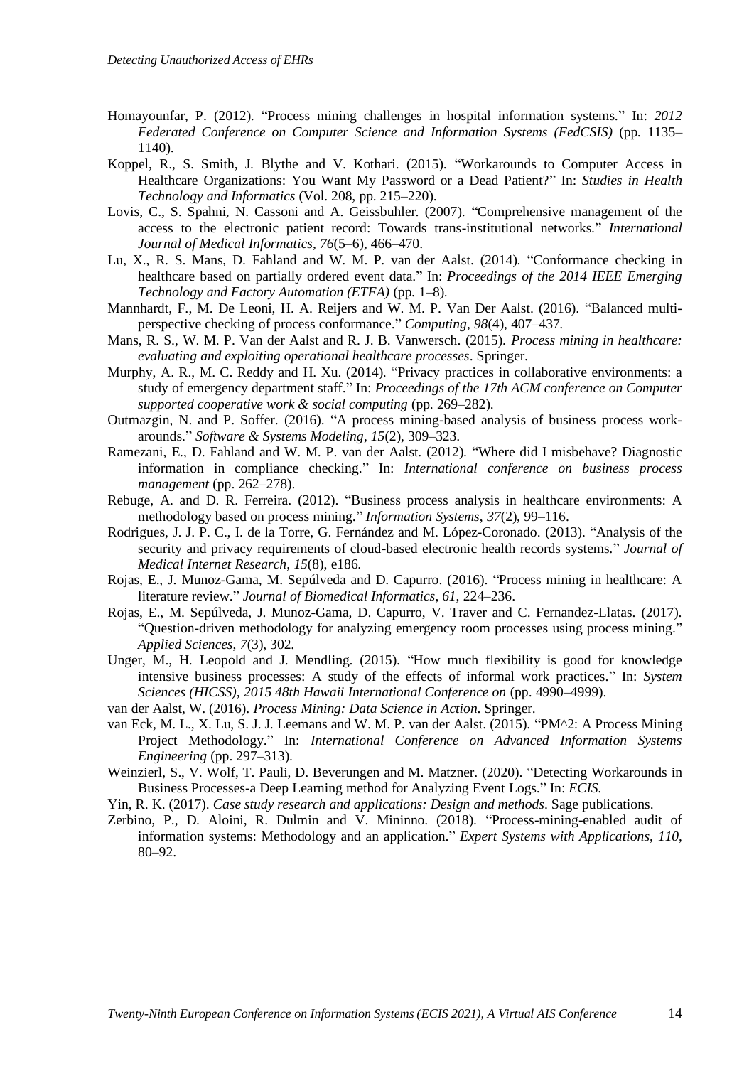Homayounfar, P. (2012). "Process mining challenges in hospital information systems." In: *2012 Federated Conference on Computer Science and Information Systems (FedCSIS)* (pp. 1135–1140).

Koppel, R., S. Smith, J. Blythe and V. Kothari. (2015). "Workarounds to Computer Access in Healthcare Organizations: You Want My Password or a Dead Patient?" In: *Studies in Health Technology and Informatics* (Vol. 208, pp. 215–220).

Lovis, C., S. Spahni, N. Cassoni and A. Geissbuhler. (2007). "Comprehensive management of the access to the electronic patient record: Towards trans-institutional networks." *International Journal of Medical Informatics*, *76*(5–6), 466–470.

Lu, X., R. S. Mans, D. Fahland and W. M. P. van der Aalst. (2014). "Conformance checking in healthcare based on partially ordered event data." In: *Proceedings of the 2014 IEEE Emerging Technology and Factory Automation (ETFA)* (pp. 1–8).

Mannhardt, F., M. De Leoni, H. A. Reijers and W. M. P. Van Der Aalst. (2016). "Balanced multi-perspective checking of process conformance." *Computing*, *98*(4), 407–437.

Mans, R. S., W. M. P. Van der Aalst and R. J. B. Vanwersch. (2015). *Process mining in healthcare: evaluating and exploiting operational healthcare processes*. Springer.

Murphy, A. R., M. C. Reddy and H. Xu. (2014). "Privacy practices in collaborative environments: a study of emergency department staff." In: *Proceedings of the 17th ACM conference on Computer supported cooperative work & social computing* (pp. 269–282).

Outmazgin, N. and P. Soffer. (2016). "A process mining-based analysis of business process work-arounds." *Software & Systems Modeling*, *15*(2), 309–323.

Ramezani, E., D. Fahland and W. M. P. van der Aalst. (2012). "Where did I misbehave? Diagnostic information in compliance checking." In: *International conference on business process management* (pp. 262–278).

Rebuge, A. and D. R. Ferreira. (2012). "Business process analysis in healthcare environments: A methodology based on process mining." *Information Systems*, *37*(2), 99–116.

Rodrigues, J. J. P. C., I. de la Torre, G. Fernández and M. López-Coronado. (2013). "Analysis of the security and privacy requirements of cloud-based electronic health records systems." *Journal of Medical Internet Research*, *15*(8), e186.

Rojas, E., J. Munoz-Gama, M. Sepúlveda and D. Capurro. (2016). "Process mining in healthcare: A literature review." *Journal of Biomedical Informatics*, *61*, 224–236.

Rojas, E., M. Sepúlveda, J. Munoz-Gama, D. Capurro, V. Traver and C. Fernandez-Llatas. (2017). "Question-driven methodology for analyzing emergency room processes using process mining." *Applied Sciences*, *7*(3), 302.

Unger, M., H. Leopold and J. Mendling. (2015). "How much flexibility is good for knowledge intensive business processes: A study of the effects of informal work practices." In: *System Sciences (HICSS), 2015 48th Hawaii International Conference on* (pp. 4990–4999).

van der Aalst, W. (2016). *Process Mining: Data Science in Action*. Springer.

van Eck, M. L., X. Lu, S. J. J. Leemans and W. M. P. van der Aalst. (2015). "PM^2: A Process Mining Project Methodology." In: *International Conference on Advanced Information Systems Engineering* (pp. 297–313).

Weinzierl, S., V. Wolf, T. Pauli, D. Beverungen and M. Matzner. (2020). "Detecting Workarounds in Business Processes-a Deep Learning method for Analyzing Event Logs." In: *ECIS*.

Yin, R. K. (2017). *Case study research and applications: Design and methods*. Sage publications.

Zerbino, P., D. Aloini, R. Dulmin and V. Mininno. (2018). "Process-mining-enabled audit of information systems: Methodology and an application." *Expert Systems with Applications*, *110*, 80–92.